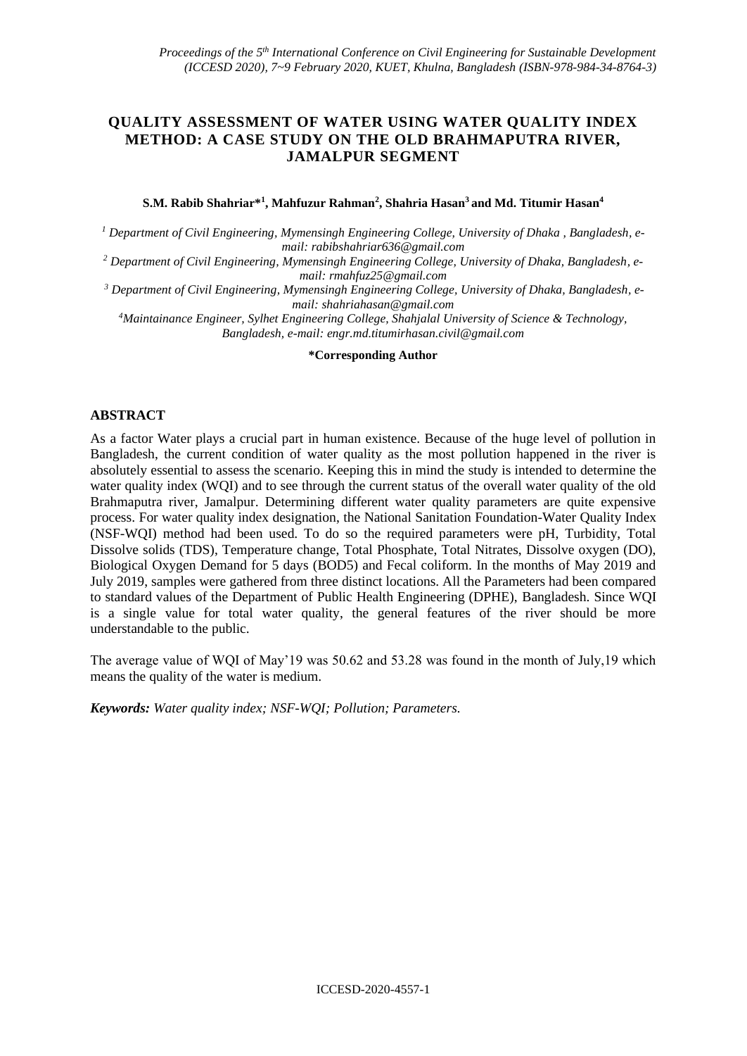# QUALITY ASSESSMENT OF WATER USING WATER QUALITY INDEX METHOD: A CASE STUDY ON THE OLD BRAHMAPUTRA RIVER, JAMALPUR SEGMENT

**S.M. Rabib Shahriar*[1], Mahfuzur Rahman[2], Shahria Hasan[3] and Md. Titumir Hasan[4]**

[1] *Department of Civil Engineering, Mymensingh Engineering College, University of Dhaka , Bangladesh, e-mail: rabibshahriar636@gmail.com*

[2] *Department of Civil Engineering, Mymensingh Engineering College, University of Dhaka, Bangladesh, e-mail: rmahfuz25@gmail.com*

[3] *Department of Civil Engineering, Mymensingh Engineering College, University of Dhaka, Bangladesh, e-mail: shahriahasan@gmail.com*

[4] *Maintainance Engineer, Sylhet Engineering College, Shahjalal University of Science & Technology, Bangladesh, e-mail: engr.md.titumirhasan.civil@gmail.com*

**\*Corresponding Author**

## ABSTRACT

As a factor Water plays a crucial part in human existence. Because of the huge level of pollution in Bangladesh, the current condition of water quality as the most pollution happened in the river is absolutely essential to assess the scenario. Keeping this in mind the study is intended to determine the water quality index (WQI) and to see through the current status of the overall water quality of the old Brahmaputra river, Jamalpur. Determining different water quality parameters are quite expensive process. For water quality index designation, the National Sanitation Foundation-Water Quality Index (NSF-WQI) method had been used. To do so the required parameters were pH, Turbidity, Total Dissolve solids (TDS), Temperature change, Total Phosphate, Total Nitrates, Dissolve oxygen (DO), Biological Oxygen Demand for 5 days (BOD5) and Fecal coliform. In the months of May 2019 and July 2019, samples were gathered from three distinct locations. All the Parameters had been compared to standard values of the Department of Public Health Engineering (DPHE), Bangladesh. Since WQI is a single value for total water quality, the general features of the river should be more understandable to the public.

The average value of WQI of May'19 was 50.62 and 53.28 was found in the month of July,19 which means the quality of the water is medium.

***Keywords:*** *Water quality index; NSF-WQI; Pollution; Parameters.*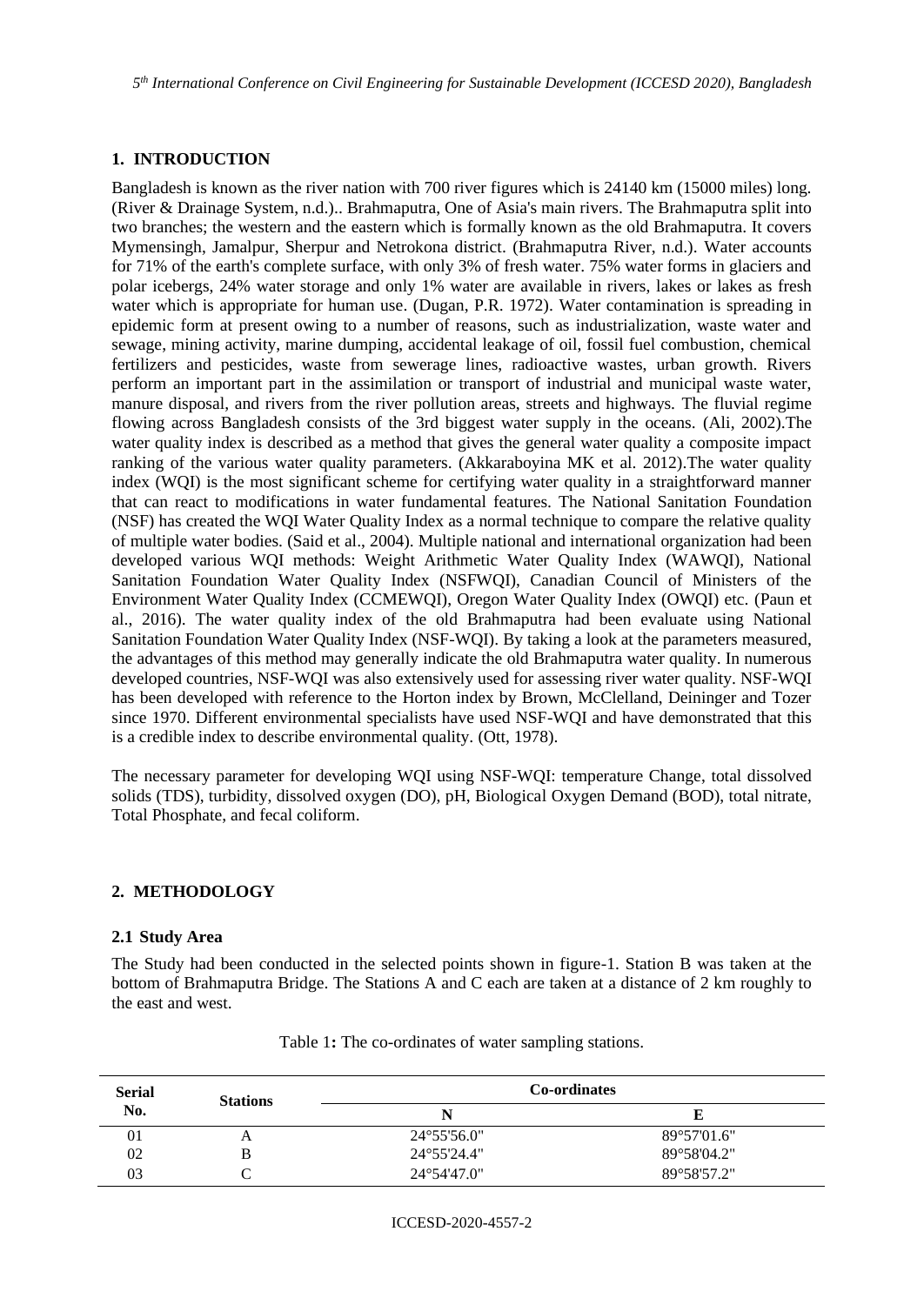## 1. INTRODUCTION

Bangladesh is known as the river nation with 700 river figures which is 24140 km (15000 miles) long. (River & Drainage System, n.d.).. Brahmaputra, One of Asia's main rivers. The Brahmaputra split into two branches; the western and the eastern which is formally known as the old Brahmaputra. It covers Mymensingh, Jamalpur, Sherpur and Netrokona district. (Brahmaputra River, n.d.). Water accounts for 71% of the earth's complete surface, with only 3% of fresh water. 75% water forms in glaciers and polar icebergs, 24% water storage and only 1% water are available in rivers, lakes or lakes as fresh water which is appropriate for human use. (Dugan, P.R. 1972). Water contamination is spreading in epidemic form at present owing to a number of reasons, such as industrialization, waste water and sewage, mining activity, marine dumping, accidental leakage of oil, fossil fuel combustion, chemical fertilizers and pesticides, waste from sewerage lines, radioactive wastes, urban growth. Rivers perform an important part in the assimilation or transport of industrial and municipal waste water, manure disposal, and rivers from the river pollution areas, streets and highways. The fluvial regime flowing across Bangladesh consists of the 3rd biggest water supply in the oceans. (Ali, 2002).The water quality index is described as a method that gives the general water quality a composite impact ranking of the various water quality parameters. (Akkaraboyina MK et al. 2012).The water quality index (WQI) is the most significant scheme for certifying water quality in a straightforward manner that can react to modifications in water fundamental features. The National Sanitation Foundation (NSF) has created the WQI Water Quality Index as a normal technique to compare the relative quality of multiple water bodies. (Said et al., 2004). Multiple national and international organization had been developed various WQI methods: Weight Arithmetic Water Quality Index (WAWQI), National Sanitation Foundation Water Quality Index (NSFWQI), Canadian Council of Ministers of the Environment Water Quality Index (CCMEWQI), Oregon Water Quality Index (OWQI) etc. (Paun et al., 2016). The water quality index of the old Brahmaputra had been evaluate using National Sanitation Foundation Water Quality Index (NSF-WQI). By taking a look at the parameters measured, the advantages of this method may generally indicate the old Brahmaputra water quality. In numerous developed countries, NSF-WQI was also extensively used for assessing river water quality. NSF-WQI has been developed with reference to the Horton index by Brown, McClelland, Deininger and Tozer since 1970. Different environmental specialists have used NSF-WQI and have demonstrated that this is a credible index to describe environmental quality. (Ott, 1978).

The necessary parameter for developing WQI using NSF-WQI: temperature Change, total dissolved solids (TDS), turbidity, dissolved oxygen (DO), pH, Biological Oxygen Demand (BOD), total nitrate, Total Phosphate, and fecal coliform.

## 2. METHODOLOGY

### 2.1 Study Area

The Study had been conducted in the selected points shown in figure-1. Station B was taken at the bottom of Brahmaputra Bridge. The Stations A and C each are taken at a distance of 2 km roughly to the east and west.

Table 1**:** The co-ordinates of water sampling stations.

| Serial No. | Stations | Co-ordinates | |
|---|---|---|---|
| | | N | E |
| 01 | A | 24°55'56.0" | 89°57'01.6" |
| 02 | B | 24°55'24.4" | 89°58'04.2" |
| 03 | C | 24°54'47.0" | 89°58'57.2" |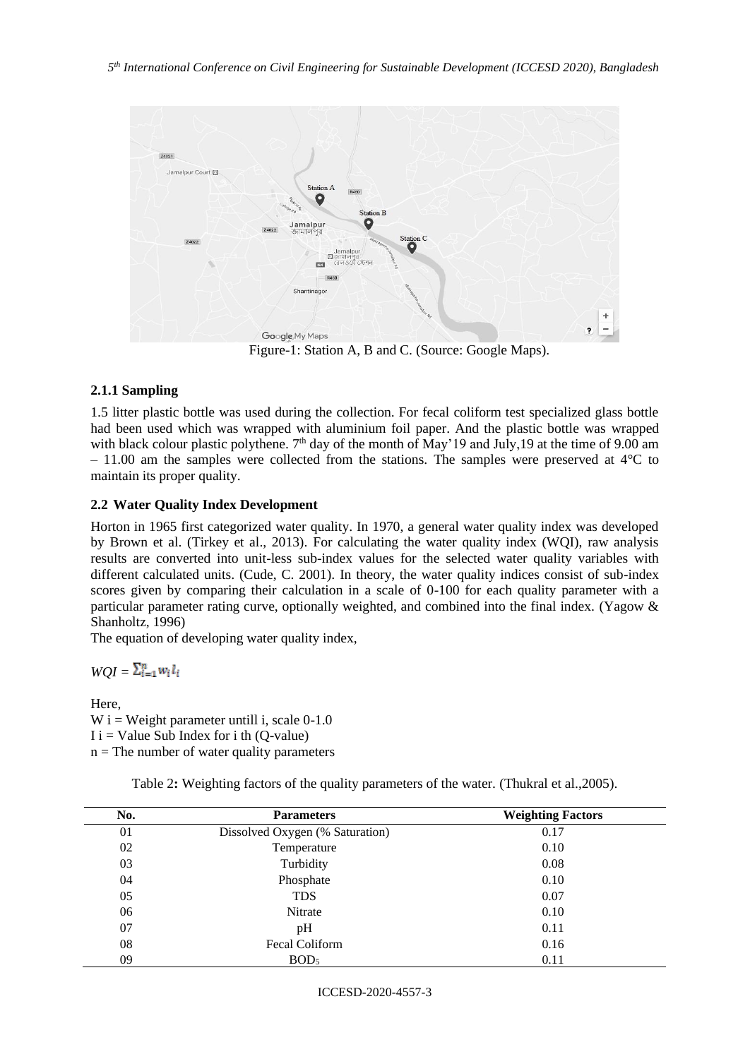Figure-1: Station A, B and C. (Source: Google Maps).

### 2.1.1 Sampling

1.5 litter plastic bottle was used during the collection. For fecal coliform test specialized glass bottle had been used which was wrapped with aluminium foil paper. And the plastic bottle was wrapped with black colour plastic polythene. 7th day of the month of May'19 and July,19 at the time of 9.00 am – 11.00 am the samples were collected from the stations. The samples were preserved at 4°C to maintain its proper quality.

## 2.2 Water Quality Index Development

Horton in 1965 first categorized water quality. In 1970, a general water quality index was developed by Brown et al. (Tirkey et al., 2013). For calculating the water quality index (WQI), raw analysis results are converted into unit-less sub-index values for the selected water quality variables with different calculated units. (Cude, C. 2001). In theory, the water quality indices consist of sub-index scores given by comparing their calculation in a scale of 0-100 for each quality parameter with a particular parameter rating curve, optionally weighted, and combined into the final index. (Yagow & Shanholtz, 1996)

The equation of developing water quality index,

$$WQI = \sum_{i=1}^{n} w_i I_i$$

Here,
W i = Weight parameter untill i, scale 0-1.0
I i = Value Sub Index for i th (Q-value)
n = The number of water quality parameters

Table 2**:** Weighting factors of the quality parameters of the water. (Thukral et al.,2005).

| No. | Parameters | Weighting Factors |
|---|---|---|
| 01 | Dissolved Oxygen (% Saturation) | 0.17 |
| 02 | Temperature | 0.10 |
| 03 | Turbidity | 0.08 |
| 04 | Phosphate | 0.10 |
| 05 | TDS | 0.07 |
| 06 | Nitrate | 0.10 |
| 07 | pH | 0.11 |
| 08 | Fecal Coliform | 0.16 |
| 09 | $BOD_5$ | 0.11 |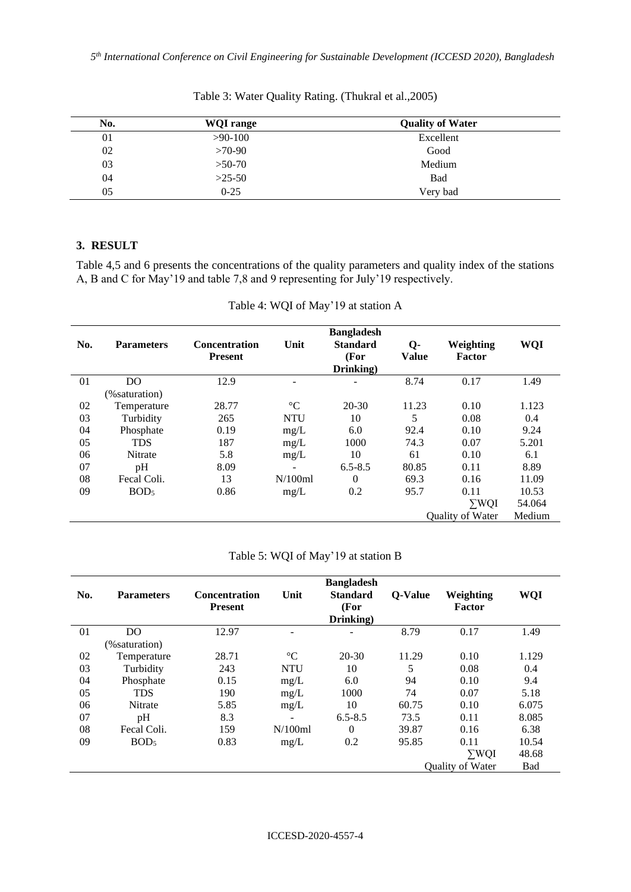Table 3: Water Quality Rating. (Thukral et al.,2005)

| No. | WQI range | Quality of Water |
|---|---|---|
| 01 | >90-100 | Excellent |
| 02 | >70-90 | Good |
| 03 | >50-70 | Medium |
| 04 | >25-50 | Bad |
| 05 | 0-25 | Very bad |

## 3. RESULT

Table 4,5 and 6 presents the concentrations of the quality parameters and quality index of the stations A, B and C for May'19 and table 7,8 and 9 representing for July'19 respectively.

Table 4: WQI of May'19 at station A

| No. | Parameters | Concentration Present | Unit | Bangladesh Standard (For Drinking) | Q-Value | Weighting Factor | WQI |
|---|---|---|---|---|---|---|---|
| 01 | DO (%saturation) | 12.9 | - | - | 8.74 | 0.17 | 1.49 |
| 02 | Temperature | 28.77 | °C | 20-30 | 11.23 | 0.10 | 1.123 |
| 03 | Turbidity | 265 | NTU | 10 | 5 | 0.08 | 0.4 |
| 04 | Phosphate | 0.19 | mg/L | 6.0 | 92.4 | 0.10 | 9.24 |
| 05 | TDS | 187 | mg/L | 1000 | 74.3 | 0.07 | 5.201 |
| 06 | Nitrate | 5.8 | mg/L | 10 | 61 | 0.10 | 6.1 |
| 07 | pH | 8.09 | - | 6.5-8.5 | 80.85 | 0.11 | 8.89 |
| 08 | Fecal Coli. | 13 | N/100ml | 0 | 69.3 | 0.16 | 11.09 |
| 09 | $BOD_5$ | 0.86 | mg/L | 0.2 | 95.7 | 0.11 | 10.53 |
| | | | | | | ∑WQI | 54.064 |
| | | | | | | Quality of Water | Medium |

Table 5: WQI of May'19 at station B

| No. | Parameters | Concentration Present | Unit | Bangladesh Standard (For Drinking) | Q-Value | Weighting Factor | WQI |
|---|---|---|---|---|---|---|---|
| 01 | DO (%saturation) | 12.97 | - | - | 8.79 | 0.17 | 1.49 |
| 02 | Temperature | 28.71 | °C | 20-30 | 11.29 | 0.10 | 1.129 |
| 03 | Turbidity | 243 | NTU | 10 | 5 | 0.08 | 0.4 |
| 04 | Phosphate | 0.15 | mg/L | 6.0 | 94 | 0.10 | 9.4 |
| 05 | TDS | 190 | mg/L | 1000 | 74 | 0.07 | 5.18 |
| 06 | Nitrate | 5.85 | mg/L | 10 | 60.75 | 0.10 | 6.075 |
| 07 | pH | 8.3 | - | 6.5-8.5 | 73.5 | 0.11 | 8.085 |
| 08 | Fecal Coli. | 159 | N/100ml | 0 | 39.87 | 0.16 | 6.38 |
| 09 | $BOD_5$ | 0.83 | mg/L | 0.2 | 95.85 | 0.11 | 10.54 |
| | | | | | | ∑WQI | 48.68 |
| | | | | | | Quality of Water | Bad |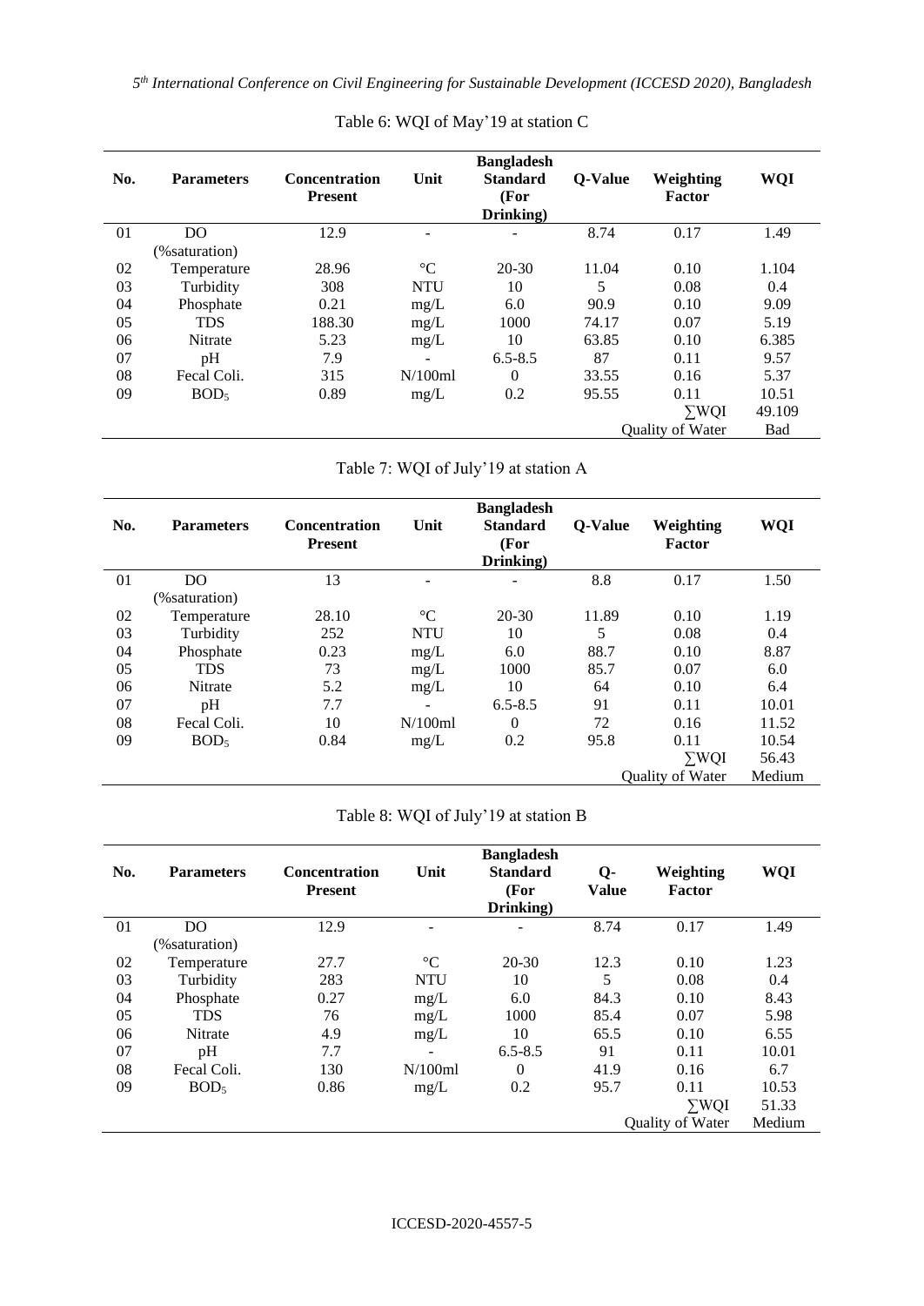Table 6: WQI of May'19 at station C

| No. | Parameters | Concentration Present | Unit | Bangladesh Standard (For Drinking) | Q-Value | Weighting Factor | WQI |
|---|---|---|---|---|---|---|---|
| 01 | DO (%saturation) | 12.9 | - | - | 8.74 | 0.17 | 1.49 |
| 02 | Temperature | 28.96 | °C | 20-30 | 11.04 | 0.10 | 1.104 |
| 03 | Turbidity | 308 | NTU | 10 | 5 | 0.08 | 0.4 |
| 04 | Phosphate | 0.21 | mg/L | 6.0 | 90.9 | 0.10 | 9.09 |
| 05 | TDS | 188.30 | mg/L | 1000 | 74.17 | 0.07 | 5.19 |
| 06 | Nitrate | 5.23 | mg/L | 10 | 63.85 | 0.10 | 6.385 |
| 07 | pH | 7.9 | - | 6.5-8.5 | 87 | 0.11 | 9.57 |
| 08 | Fecal Coli. | 315 | N/100ml | 0 | 33.55 | 0.16 | 5.37 |
| 09 | $BOD_5$ | 0.89 | mg/L | 0.2 | 95.55 | 0.11 | 10.51 |
| | | | | | | ∑WQI | 49.109 |
| | | | | | | Quality of Water | Bad |

Table 7: WQI of July'19 at station A

| No. | Parameters | Concentration Present | Unit | Bangladesh Standard (For Drinking) | Q-Value | Weighting Factor | WQI |
|---|---|---|---|---|---|---|---|
| 01 | DO (%saturation) | 13 | - | - | 8.8 | 0.17 | 1.50 |
| 02 | Temperature | 28.10 | °C | 20-30 | 11.89 | 0.10 | 1.19 |
| 03 | Turbidity | 252 | NTU | 10 | 5 | 0.08 | 0.4 |
| 04 | Phosphate | 0.23 | mg/L | 6.0 | 88.7 | 0.10 | 8.87 |
| 05 | TDS | 73 | mg/L | 1000 | 85.7 | 0.07 | 6.0 |
| 06 | Nitrate | 5.2 | mg/L | 10 | 64 | 0.10 | 6.4 |
| 07 | pH | 7.7 | - | 6.5-8.5 | 91 | 0.11 | 10.01 |
| 08 | Fecal Coli. | 10 | N/100ml | 0 | 72 | 0.16 | 11.52 |
| 09 | $BOD_5$ | 0.84 | mg/L | 0.2 | 95.8 | 0.11 | 10.54 |
| | | | | | | ∑WQI | 56.43 |
| | | | | | | Quality of Water | Medium |

Table 8: WQI of July'19 at station B

| No. | Parameters | Concentration Present | Unit | Bangladesh Standard (For Drinking) | Q-Value | Weighting Factor | WQI |
|---|---|---|---|---|---|---|---|
| 01 | DO (%saturation) | 12.9 | - | - | 8.74 | 0.17 | 1.49 |
| 02 | Temperature | 27.7 | °C | 20-30 | 12.3 | 0.10 | 1.23 |
| 03 | Turbidity | 283 | NTU | 10 | 5 | 0.08 | 0.4 |
| 04 | Phosphate | 0.27 | mg/L | 6.0 | 84.3 | 0.10 | 8.43 |
| 05 | TDS | 76 | mg/L | 1000 | 85.4 | 0.07 | 5.98 |
| 06 | Nitrate | 4.9 | mg/L | 10 | 65.5 | 0.10 | 6.55 |
| 07 | pH | 7.7 | - | 6.5-8.5 | 91 | 0.11 | 10.01 |
| 08 | Fecal Coli. | 130 | N/100ml | 0 | 41.9 | 0.16 | 6.7 |
| 09 | $BOD_5$ | 0.86 | mg/L | 0.2 | 95.7 | 0.11 | 10.53 |
| | | | | | | ∑WQI | 51.33 |
| | | | | | | Quality of Water | Medium |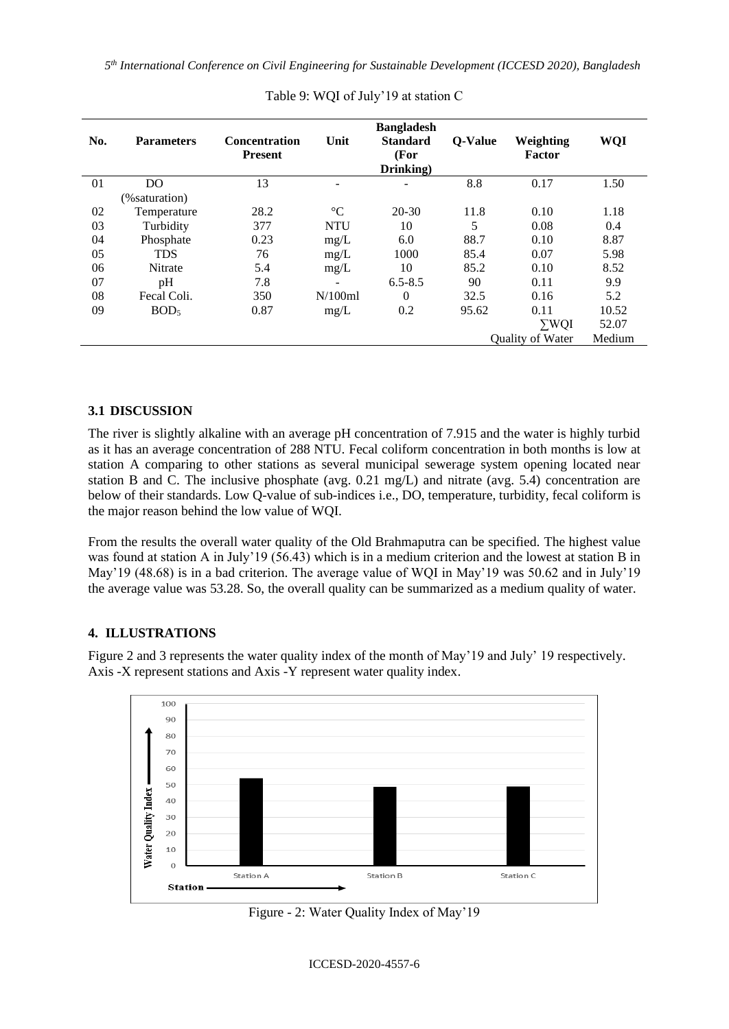Table 9: WQI of July'19 at station C

| No. | Parameters | Concentration Present | Unit | Bangladesh Standard (For Drinking) | Q-Value | Weighting Factor | WQI |
|---|---|---|---|---|---|---|---|
| 01 | DO (%saturation) | 13 | - | - | 8.8 | 0.17 | 1.50 |
| 02 | Temperature | 28.2 | °C | 20-30 | 11.8 | 0.10 | 1.18 |
| 03 | Turbidity | 377 | NTU | 10 | 5 | 0.08 | 0.4 |
| 04 | Phosphate | 0.23 | mg/L | 6.0 | 88.7 | 0.10 | 8.87 |
| 05 | TDS | 76 | mg/L | 1000 | 85.4 | 0.07 | 5.98 |
| 06 | Nitrate | 5.4 | mg/L | 10 | 85.2 | 0.10 | 8.52 |
| 07 | pH | 7.8 | - | 6.5-8.5 | 90 | 0.11 | 9.9 |
| 08 | Fecal Coli. | 350 | N/100ml | 0 | 32.5 | 0.16 | 5.2 |
| 09 | $BOD_5$ | 0.87 | mg/L | 0.2 | 95.62 | 0.11 | 10.52 |
| | | | | | | ∑WQI | 52.07 |
| | | | | | | Quality of Water | Medium |

## 3.1 DISCUSSION

The river is slightly alkaline with an average pH concentration of 7.915 and the water is highly turbid as it has an average concentration of 288 NTU. Fecal coliform concentration in both months is low at station A comparing to other stations as several municipal sewerage system opening located near station B and C. The inclusive phosphate (avg. 0.21 mg/L) and nitrate (avg. 5.4) concentration are below of their standards. Low Q-value of sub-indices i.e., DO, temperature, turbidity, fecal coliform is the major reason behind the low value of WQI.

From the results the overall water quality of the Old Brahmaputra can be specified. The highest value was found at station A in July'19 (56.43) which is in a medium criterion and the lowest at station B in May'19 (48.68) is in a bad criterion. The average value of WQI in May'19 was 50.62 and in July'19 the average value was 53.28. So, the overall quality can be summarized as a medium quality of water.

## 4. ILLUSTRATIONS

Figure 2 and 3 represents the water quality index of the month of May'19 and July' 19 respectively. Axis -X represent stations and Axis -Y represent water quality index.

Figure - 2: Water Quality Index of May'19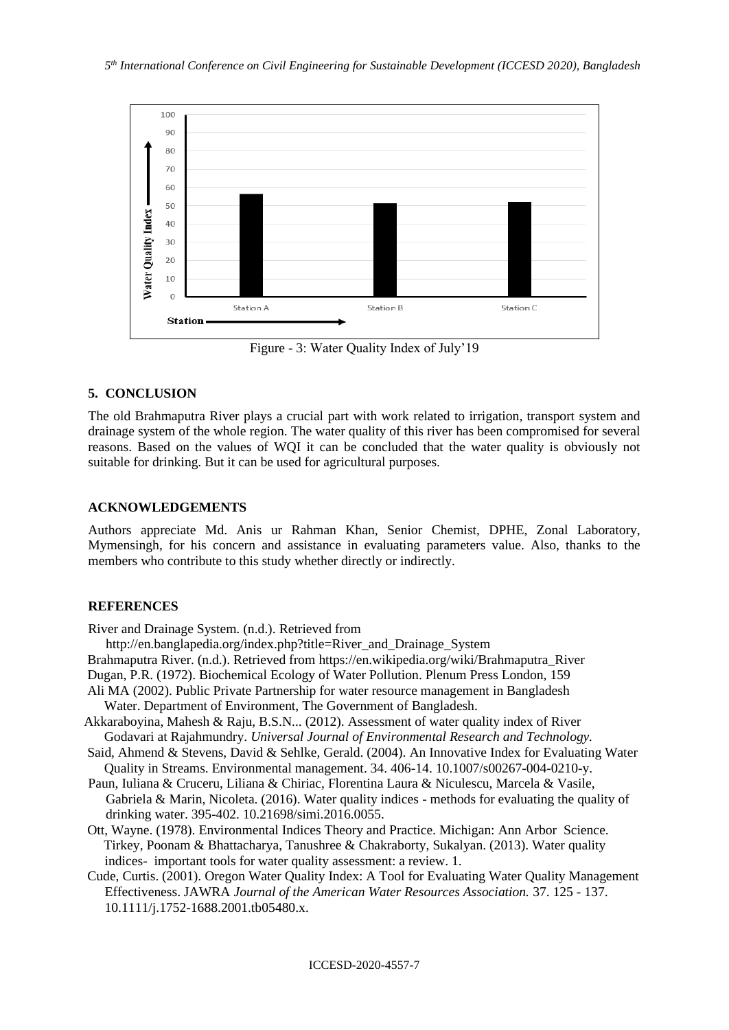Figure - 3: Water Quality Index of July'19

## 5. CONCLUSION

The old Brahmaputra River plays a crucial part with work related to irrigation, transport system and drainage system of the whole region. The water quality of this river has been compromised for several reasons. Based on the values of WQI it can be concluded that the water quality is obviously not suitable for drinking. But it can be used for agricultural purposes.

## ACKNOWLEDGEMENTS

Authors appreciate Md. Anis ur Rahman Khan, Senior Chemist, DPHE, Zonal Laboratory, Mymensingh, for his concern and assistance in evaluating parameters value. Also, thanks to the members who contribute to this study whether directly or indirectly.

## REFERENCES

River and Drainage System. (n.d.). Retrieved from http://en.banglapedia.org/index.php?title=River_and_Drainage_System

Brahmaputra River. (n.d.). Retrieved from https://en.wikipedia.org/wiki/Brahmaputra_River

Dugan, P.R. (1972). Biochemical Ecology of Water Pollution. Plenum Press London, 159

Ali MA (2002). Public Private Partnership for water resource management in Bangladesh Water. Department of Environment, The Government of Bangladesh.

Akkaraboyina, Mahesh & Raju, B.S.N... (2012). Assessment of water quality index of River Godavari at Rajahmundry. *Universal Journal of Environmental Research and Technology.*

Said, Ahmend & Stevens, David & Sehlke, Gerald. (2004). An Innovative Index for Evaluating Water Quality in Streams. Environmental management. 34. 406-14. 10.1007/s00267-004-0210-y.

Paun, Iuliana & Cruceru, Liliana & Chiriac, Florentina Laura & Niculescu, Marcela & Vasile, Gabriela & Marin, Nicoleta. (2016). Water quality indices - methods for evaluating the quality of drinking water. 395-402. 10.21698/simi.2016.0055.

Ott, Wayne. (1978). Environmental Indices Theory and Practice. Michigan: Ann Arbor Science.

Tirkey, Poonam & Bhattacharya, Tanushree & Chakraborty, Sukalyan. (2013). Water quality indices- important tools for water quality assessment: a review. 1.

Cude, Curtis. (2001). Oregon Water Quality Index: A Tool for Evaluating Water Quality Management Effectiveness. JAWRA *Journal of the American Water Resources Association.* 37. 125 - 137. 10.1111/j.1752-1688.2001.tb05480.x.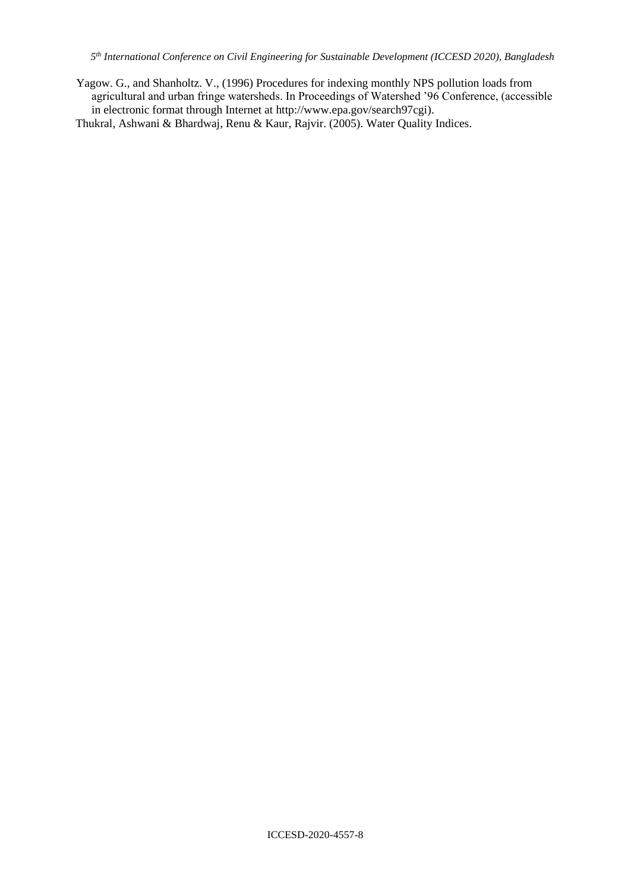Yagow. G., and Shanholtz. V., (1996) Procedures for indexing monthly NPS pollution loads from agricultural and urban fringe watersheds. In Proceedings of Watershed '96 Conference, (accessible in electronic format through Internet at http://www.epa.gov/search97cgi).

Thukral, Ashwani & Bhardwaj, Renu & Kaur, Rajvir. (2005). Water Quality Indices.